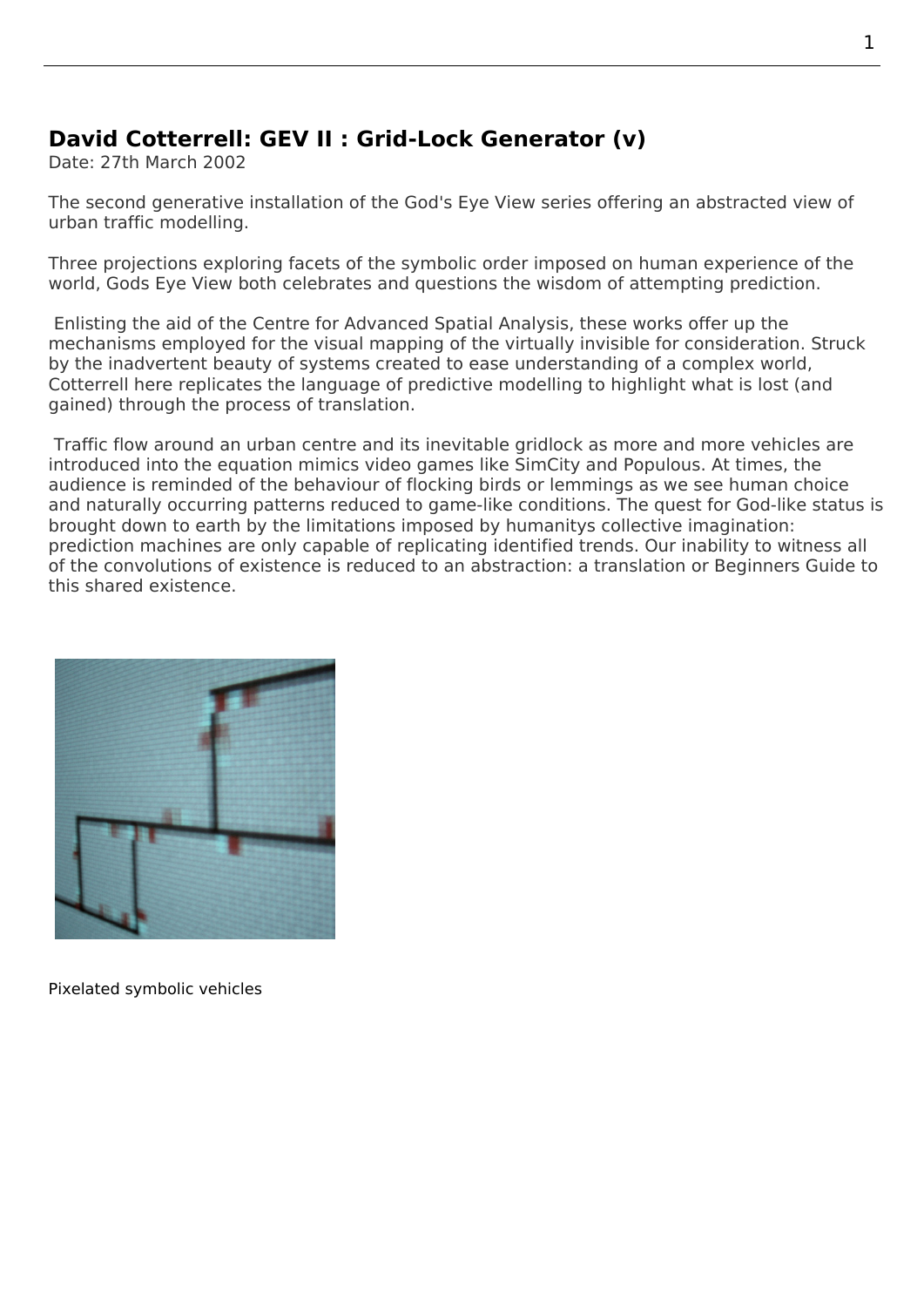# David Cotterrell: GEV II : Grid-Lock Generator (v)

Date: 27th March 2002

The second generative installation of the God's Eye View series offering an abstracted view of urban traffic modelling.

Three projections exploring facets of the symbolic order imposed on human experience of the world, Gods Eye View both celebrates and questions the wisdom of attempting prediction.

Enlisting the aid of the Centre for Advanced Spatial Analysis, these works offer up the mechanisms employed for the visual mapping of the virtually invisible for consideration. Struck by the inadvertent beauty of systems created to ease understanding of a complex world, Cotterrell here replicates the language of predictive modelling to highlight what is lost (and gained) through the process of translation.

Traffic flow around an urban centre and its inevitable gridlock as more and more vehicles are introduced into the equation mimics video games like SimCity and Populous. At times, the audience is reminded of the behaviour of flocking birds or lemmings as we see human choice and naturally occurring patterns reduced to game-like conditions. The quest for God-like status is brought down to earth by the limitations imposed by humanitys collective imagination: prediction machines are only capable of replicating identified trends. Our inability to witness all of the convolutions of existence is reduced to an abstraction: a translation or Beginners Guide to this shared existence.

Pixelated symbolic vehicles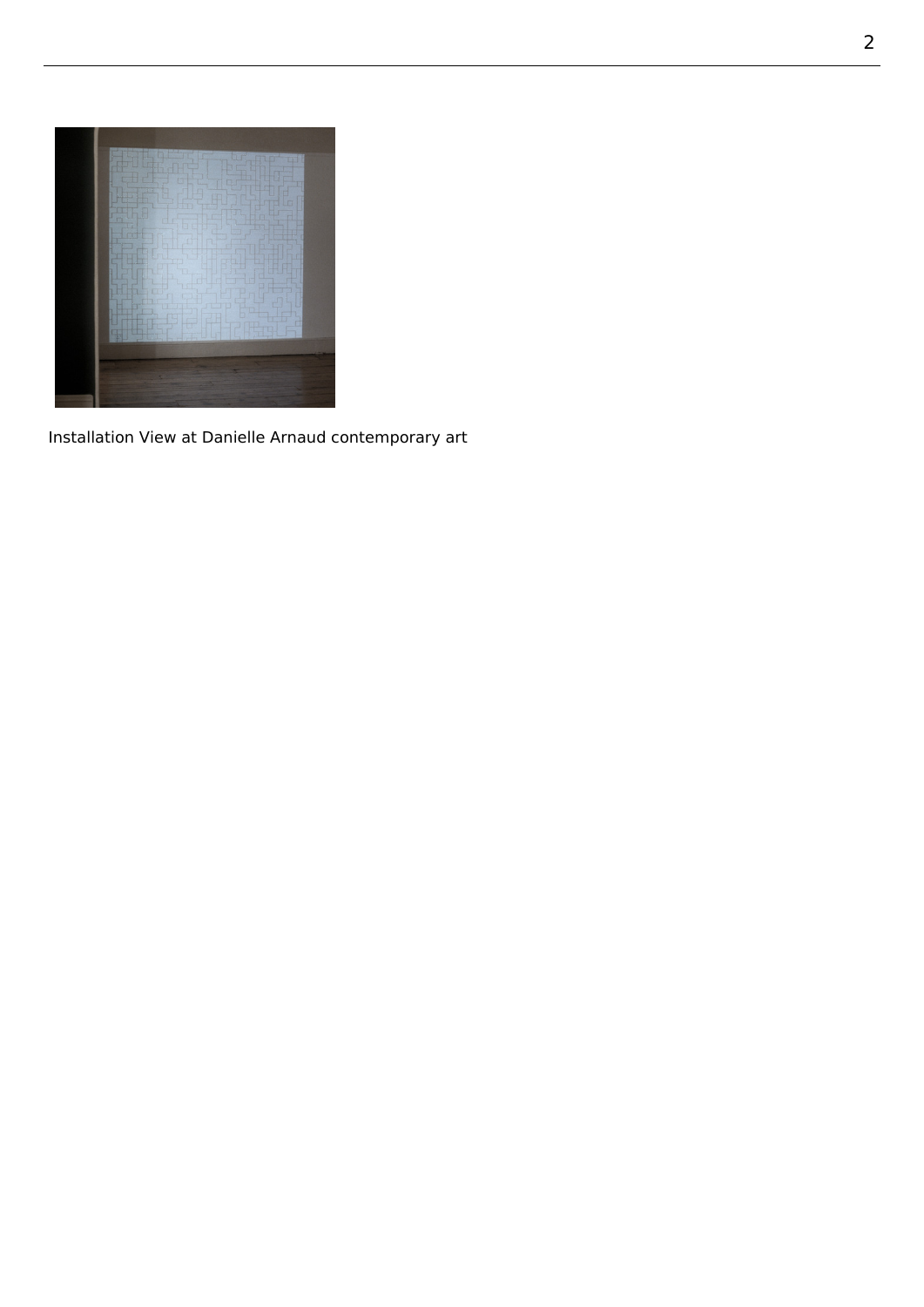Installation View at Danielle Arnaud contemporary art